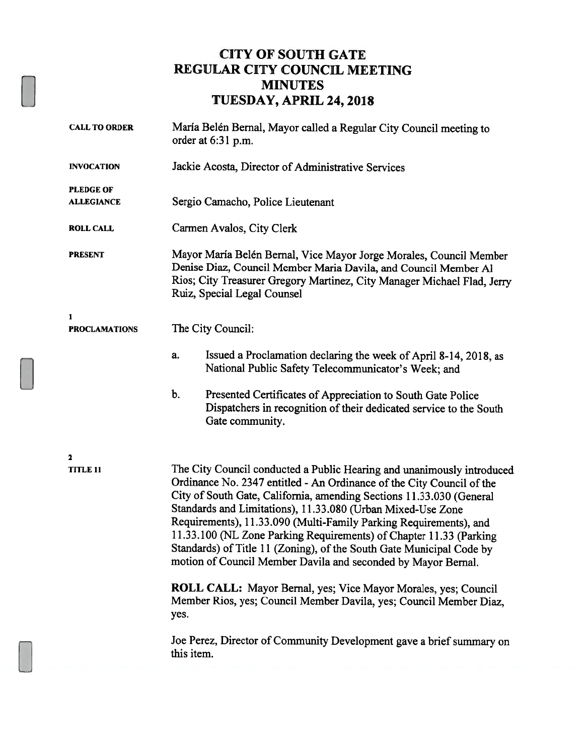# CITY OF SOUTH GATE
# REGULAR CITY COUNCIL MEETING
# MINUTES
# TUESDAY, APRIL 24, 2018

**CALL TO ORDER**

María Belén Bernal, Mayor called a Regular City Council meeting to order at 6:31 p.m.

**INVOCATION**

Jackie Acosta, Director of Administrative Services

**PLEDGE OF ALLEGIANCE**

Sergio Camacho, Police Lieutenant

**ROLL CALL**

Carmen Avalos, City Clerk

**PRESENT**

Mayor María Belén Bernal, Vice Mayor Jorge Morales, Council Member Denise Diaz, Council Member Maria Davila, and Council Member Al Rios; City Treasurer Gregory Martinez, City Manager Michael Flad, Jerry Ruiz, Special Legal Counsel

**1**
**PROCLAMATIONS**

The City Council:

a. Issued a Proclamation declaring the week of April 8-14, 2018, as National Public Safety Telecommunicator's Week; and

b. Presented Certificates of Appreciation to South Gate Police Dispatchers in recognition of their dedicated service to the South Gate community.

**2**
**TITLE 11**

The City Council conducted a Public Hearing and unanimously introduced Ordinance No. 2347 entitled - An Ordinance of the City Council of the City of South Gate, California, amending Sections 11.33.030 (General Standards and Limitations), 11.33.080 (Urban Mixed-Use Zone Requirements), 11.33.090 (Multi-Family Parking Requirements), and 11.33.100 (NL Zone Parking Requirements) of Chapter 11.33 (Parking Standards) of Title 11 (Zoning), of the South Gate Municipal Code by motion of Council Member Davila and seconded by Mayor Bernal.

**ROLL CALL:** Mayor Bernal, yes; Vice Mayor Morales, yes; Council Member Rios, yes; Council Member Davila, yes; Council Member Diaz, yes.

Joe Perez, Director of Community Development gave a brief summary on this item.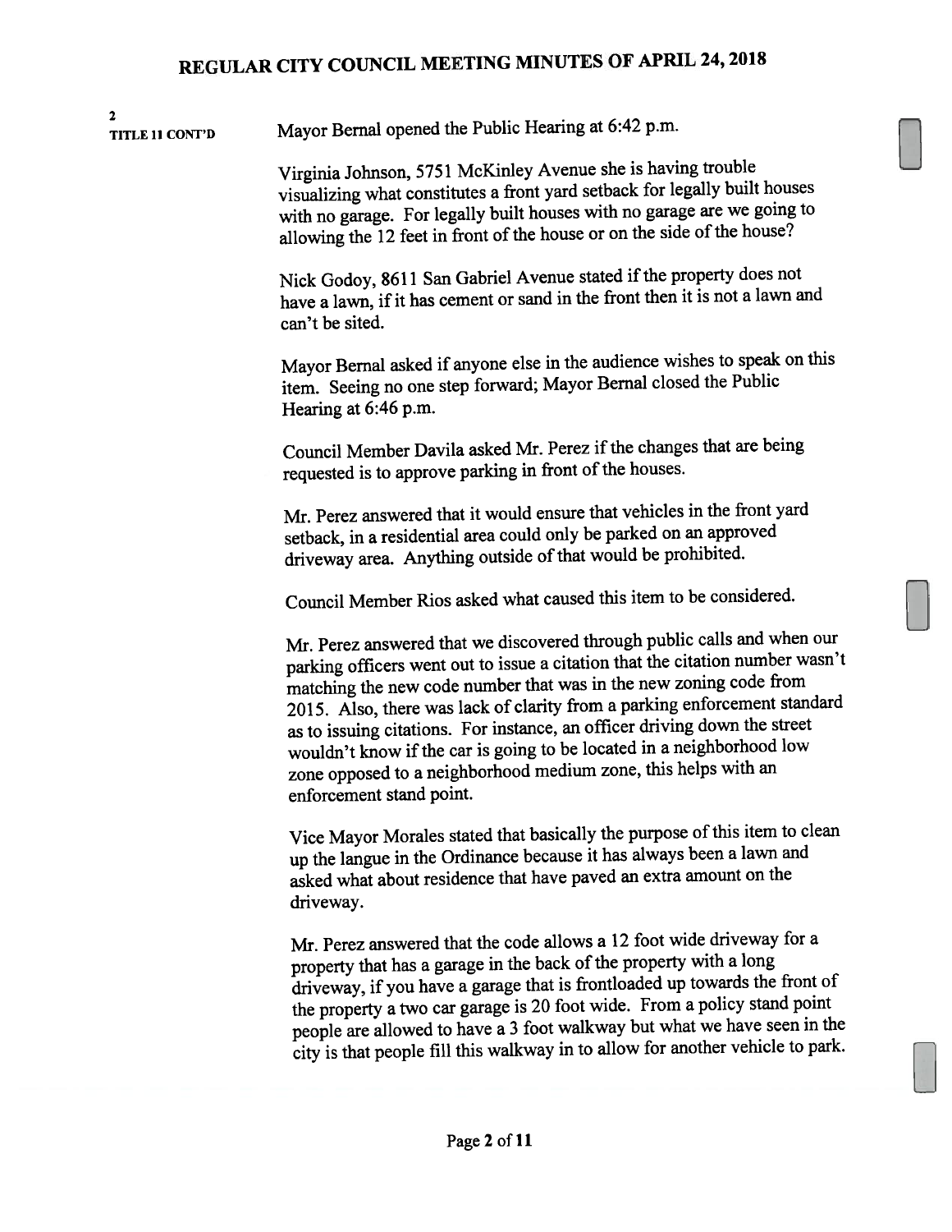2
**TITLE 11 CONT'D**

Mayor Bernal opened the Public Hearing at 6:42 p.m.

Virginia Johnson, 5751 McKinley Avenue she is having trouble visualizing what constitutes a front yard setback for legally built houses with no garage. For legally built houses with no garage are we going to allowing the 12 feet in front of the house or on the side of the house?

Nick Godoy, 8611 San Gabriel Avenue stated if the property does not have a lawn, if it has cement or sand in the front then it is not a lawn and can't be sited.

Mayor Bernal asked if anyone else in the audience wishes to speak on this item. Seeing no one step forward; Mayor Bernal closed the Public Hearing at 6:46 p.m.

Council Member Davila asked Mr. Perez if the changes that are being requested is to approve parking in front of the houses.

Mr. Perez answered that it would ensure that vehicles in the front yard setback, in a residential area could only be parked on an approved driveway area. Anything outside of that would be prohibited.

Council Member Rios asked what caused this item to be considered.

Mr. Perez answered that we discovered through public calls and when our parking officers went out to issue a citation that the citation number wasn't matching the new code number that was in the new zoning code from 2015. Also, there was lack of clarity from a parking enforcement standard as to issuing citations. For instance, an officer driving down the street wouldn't know if the car is going to be located in a neighborhood low zone opposed to a neighborhood medium zone, this helps with an enforcement stand point.

Vice Mayor Morales stated that basically the purpose of this item to clean up the langue in the Ordinance because it has always been a lawn and asked what about residence that have paved an extra amount on the driveway.

Mr. Perez answered that the code allows a 12 foot wide driveway for a property that has a garage in the back of the property with a long driveway, if you have a garage that is frontloaded up towards the front of the property a two car garage is 20 foot wide. From a policy stand point people are allowed to have a 3 foot walkway but what we have seen in the city is that people fill this walkway in to allow for another vehicle to park.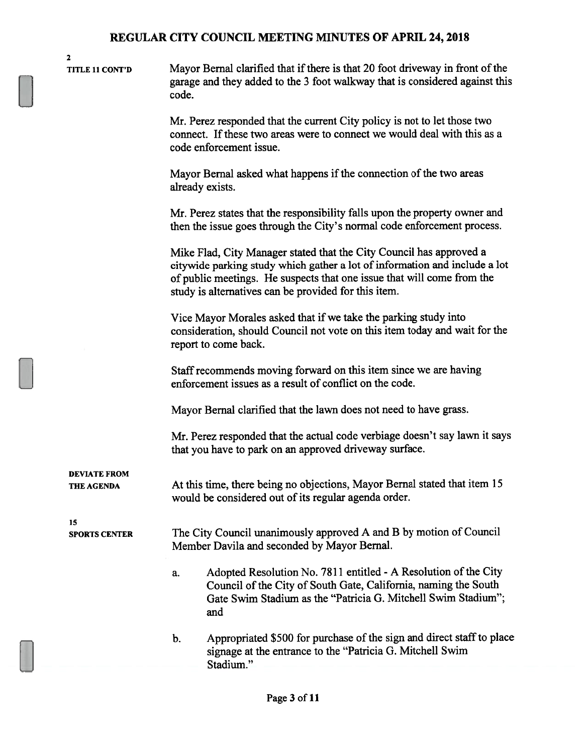**2**
**TITLE 11 CONT'D**

Mayor Bernal clarified that if there is that 20 foot driveway in front of the garage and they added to the 3 foot walkway that is considered against this code.

Mr. Perez responded that the current City policy is not to let those two connect. If these two areas were to connect we would deal with this as a code enforcement issue.

Mayor Bernal asked what happens if the connection of the two areas already exists.

Mr. Perez states that the responsibility falls upon the property owner and then the issue goes through the City's normal code enforcement process.

Mike Flad, City Manager stated that the City Council has approved a citywide parking study which gather a lot of information and include a lot of public meetings. He suspects that one issue that will come from the study is alternatives can be provided for this item.

Vice Mayor Morales asked that if we take the parking study into consideration, should Council not vote on this item today and wait for the report to come back.

Staff recommends moving forward on this item since we are having enforcement issues as a result of conflict on the code.

Mayor Bernal clarified that the lawn does not need to have grass.

Mr. Perez responded that the actual code verbiage doesn't say lawn it says that you have to park on an approved driveway surface.

**DEVIATE FROM THE AGENDA**

At this time, there being no objections, Mayor Bernal stated that item 15 would be considered out of its regular agenda order.

**15**
**SPORTS CENTER**

The City Council unanimously approved A and B by motion of Council Member Davila and seconded by Mayor Bernal.

a. Adopted Resolution No. 7811 entitled - A Resolution of the City Council of the City of South Gate, California, naming the South Gate Swim Stadium as the "Patricia G. Mitchell Swim Stadium"; and

b. Appropriated $500 for purchase of the sign and direct staff to place signage at the entrance to the "Patricia G. Mitchell Swim Stadium."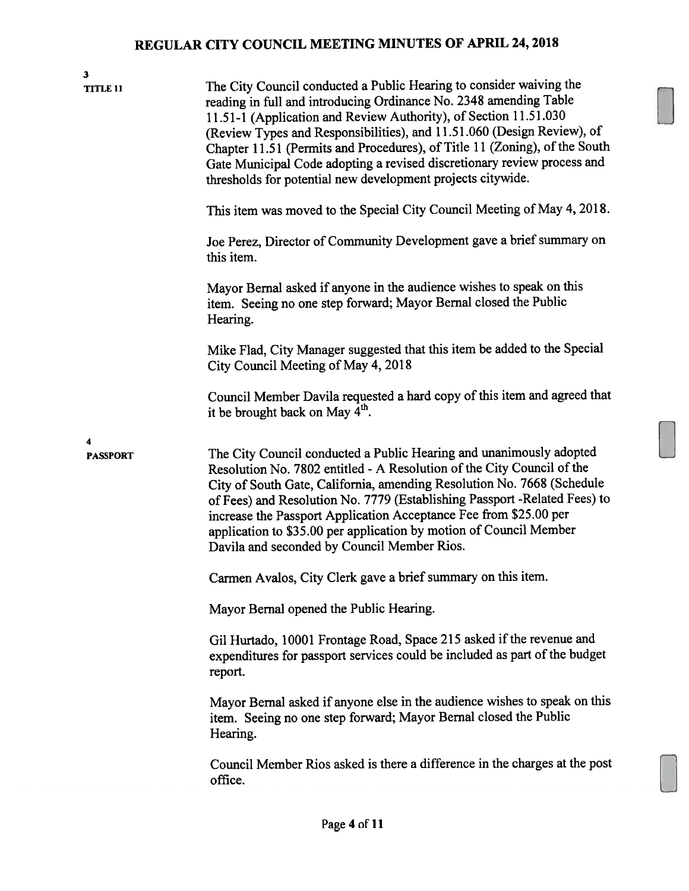**3**
**TITLE 11**

The City Council conducted a Public Hearing to consider waiving the reading in full and introducing Ordinance No. 2348 amending Table 11.51-1 (Application and Review Authority), of Section 11.51.030 (Review Types and Responsibilities), and 11.51.060 (Design Review), of Chapter 11.51 (Permits and Procedures), of Title 11 (Zoning), of the South Gate Municipal Code adopting a revised discretionary review process and thresholds for potential new development projects citywide.

This item was moved to the Special City Council Meeting of May 4, 2018.

Joe Perez, Director of Community Development gave a brief summary on this item.

Mayor Bernal asked if anyone in the audience wishes to speak on this item. Seeing no one step forward; Mayor Bernal closed the Public Hearing.

Mike Flad, City Manager suggested that this item be added to the Special City Council Meeting of May 4, 2018

Council Member Davila requested a hard copy of this item and agreed that it be brought back on May 4th.

**4**
**PASSPORT**

The City Council conducted a Public Hearing and unanimously adopted Resolution No. 7802 entitled - A Resolution of the City Council of the City of South Gate, California, amending Resolution No. 7668 (Schedule of Fees) and Resolution No. 7779 (Establishing Passport -Related Fees) to increase the Passport Application Acceptance Fee from $25.00 per application to $35.00 per application by motion of Council Member Davila and seconded by Council Member Rios.

Carmen Avalos, City Clerk gave a brief summary on this item.

Mayor Bernal opened the Public Hearing.

Gil Hurtado, 10001 Frontage Road, Space 215 asked if the revenue and expenditures for passport services could be included as part of the budget report.

Mayor Bernal asked if anyone else in the audience wishes to speak on this item. Seeing no one step forward; Mayor Bernal closed the Public Hearing.

Council Member Rios asked is there a difference in the charges at the post office.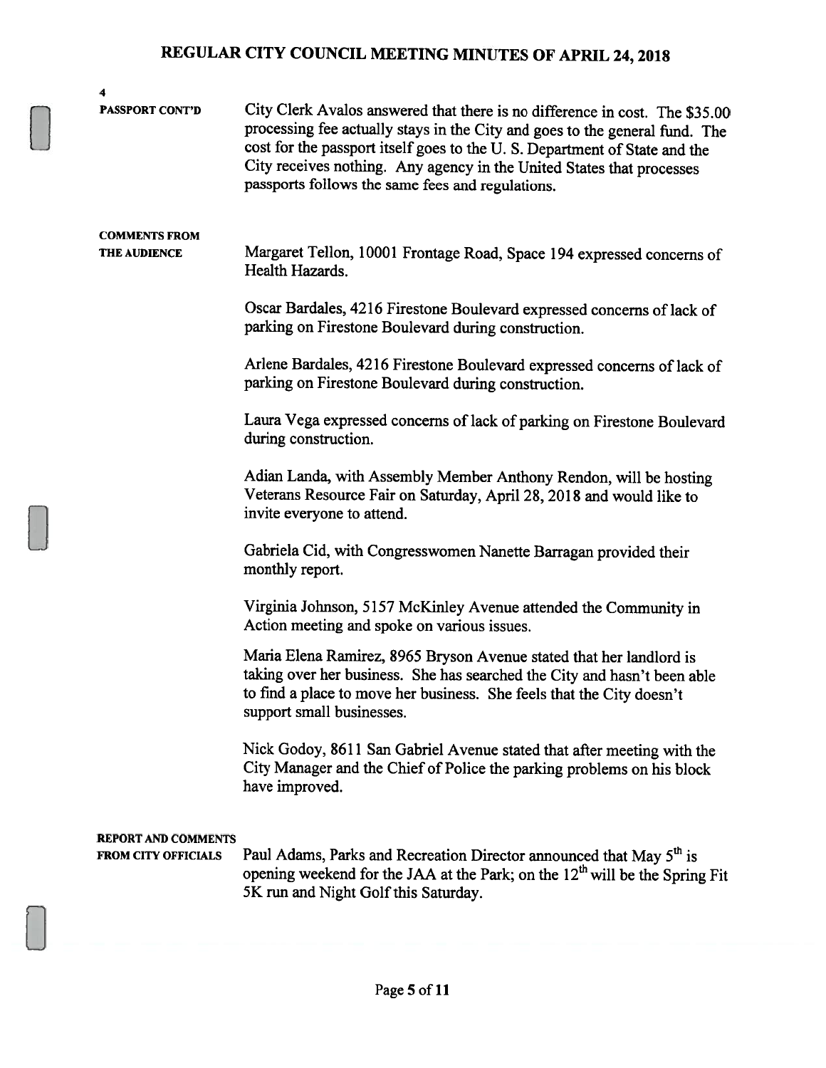4

**PASSPORT CONT'D**

City Clerk Avalos answered that there is no difference in cost. The $35.00 processing fee actually stays in the City and goes to the general fund. The cost for the passport itself goes to the U. S. Department of State and the City receives nothing. Any agency in the United States that processes passports follows the same fees and regulations.

**COMMENTS FROM THE AUDIENCE**

Margaret Tellon, 10001 Frontage Road, Space 194 expressed concerns of Health Hazards.

Oscar Bardales, 4216 Firestone Boulevard expressed concerns of lack of parking on Firestone Boulevard during construction.

Arlene Bardales, 4216 Firestone Boulevard expressed concerns of lack of parking on Firestone Boulevard during construction.

Laura Vega expressed concerns of lack of parking on Firestone Boulevard during construction.

Adian Landa, with Assembly Member Anthony Rendon, will be hosting Veterans Resource Fair on Saturday, April 28, 2018 and would like to invite everyone to attend.

Gabriela Cid, with Congresswomen Nanette Barragan provided their monthly report.

Virginia Johnson, 5157 McKinley Avenue attended the Community in Action meeting and spoke on various issues.

Maria Elena Ramirez, 8965 Bryson Avenue stated that her landlord is taking over her business. She has searched the City and hasn't been able to find a place to move her business. She feels that the City doesn't support small businesses.

Nick Godoy, 8611 San Gabriel Avenue stated that after meeting with the City Manager and the Chief of Police the parking problems on his block have improved.

**REPORT AND COMMENTS FROM CITY OFFICIALS**

Paul Adams, Parks and Recreation Director announced that May 5th is opening weekend for the JAA at the Park; on the 12th will be the Spring Fit 5K run and Night Golf this Saturday.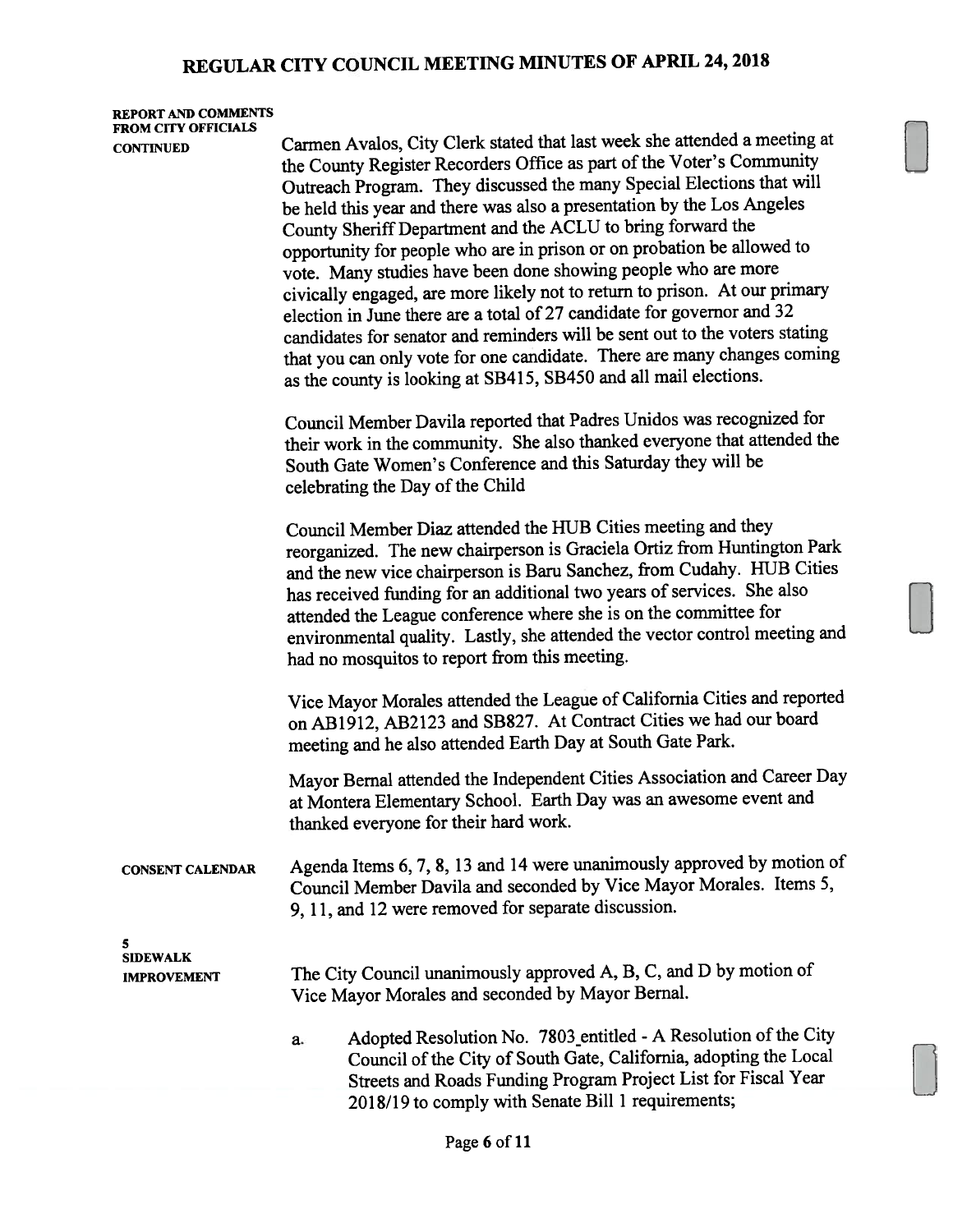**REPORT AND COMMENTS FROM CITY OFFICIALS CONTINUED**

Carmen Avalos, City Clerk stated that last week she attended a meeting at the County Register Recorders Office as part of the Voter's Community Outreach Program. They discussed the many Special Elections that will be held this year and there was also a presentation by the Los Angeles County Sheriff Department and the ACLU to bring forward the opportunity for people who are in prison or on probation be allowed to vote. Many studies have been done showing people who are more civically engaged, are more likely not to return to prison. At our primary election in June there are a total of 27 candidate for governor and 32 candidates for senator and reminders will be sent out to the voters stating that you can only vote for one candidate. There are many changes coming as the county is looking at SB415, SB450 and all mail elections.

Council Member Davila reported that Padres Unidos was recognized for their work in the community. She also thanked everyone that attended the South Gate Women's Conference and this Saturday they will be celebrating the Day of the Child

Council Member Diaz attended the HUB Cities meeting and they reorganized. The new chairperson is Graciela Ortiz from Huntington Park and the new vice chairperson is Baru Sanchez, from Cudahy. HUB Cities has received funding for an additional two years of services. She also attended the League conference where she is on the committee for environmental quality. Lastly, she attended the vector control meeting and had no mosquitos to report from this meeting.

Vice Mayor Morales attended the League of California Cities and reported on AB1912, AB2123 and SB827. At Contract Cities we had our board meeting and he also attended Earth Day at South Gate Park.

Mayor Bernal attended the Independent Cities Association and Career Day at Montera Elementary School. Earth Day was an awesome event and thanked everyone for their hard work.

**CONSENT CALENDAR**

Agenda Items 6, 7, 8, 13 and 14 were unanimously approved by motion of Council Member Davila and seconded by Vice Mayor Morales. Items 5, 9, 11, and 12 were removed for separate discussion.

**5 SIDEWALK IMPROVEMENT**

The City Council unanimously approved A, B, C, and D by motion of Vice Mayor Morales and seconded by Mayor Bernal.

a. Adopted Resolution No. 7803 entitled - A Resolution of the City Council of the City of South Gate, California, adopting the Local Streets and Roads Funding Program Project List for Fiscal Year 2018/19 to comply with Senate Bill 1 requirements;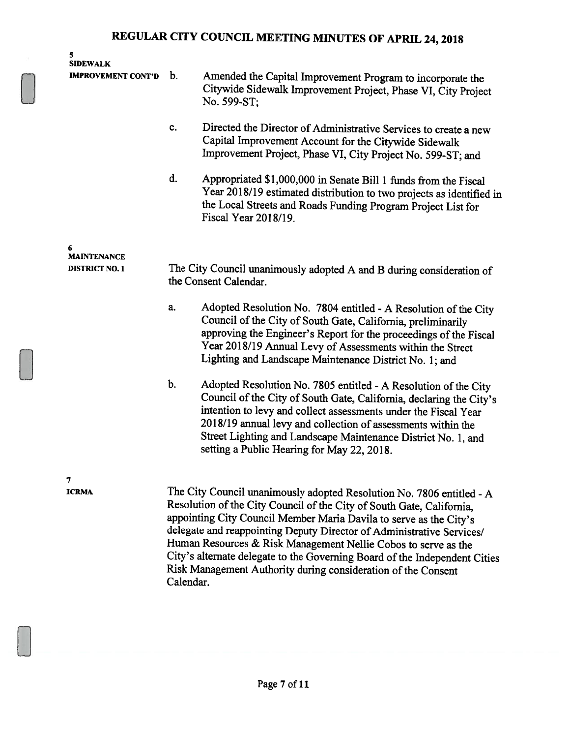**5**
**SIDEWALK IMPROVEMENT CONT'D**

b. Amended the Capital Improvement Program to incorporate the Citywide Sidewalk Improvement Project, Phase VI, City Project No. 599-ST;

c. Directed the Director of Administrative Services to create a new Capital Improvement Account for the Citywide Sidewalk Improvement Project, Phase VI, City Project No. 599-ST; and

d. Appropriated $1,000,000 in Senate Bill 1 funds from the Fiscal Year 2018/19 estimated distribution to two projects as identified in the Local Streets and Roads Funding Program Project List for Fiscal Year 2018/19.

**6**
**MAINTENANCE DISTRICT NO. 1**

The City Council unanimously adopted A and B during consideration of the Consent Calendar.

a. Adopted Resolution No. 7804 entitled - A Resolution of the City Council of the City of South Gate, California, preliminarily approving the Engineer's Report for the proceedings of the Fiscal Year 2018/19 Annual Levy of Assessments within the Street Lighting and Landscape Maintenance District No. 1; and

b. Adopted Resolution No. 7805 entitled - A Resolution of the City Council of the City of South Gate, California, declaring the City's intention to levy and collect assessments under the Fiscal Year 2018/19 annual levy and collection of assessments within the Street Lighting and Landscape Maintenance District No. 1, and setting a Public Hearing for May 22, 2018.

**7**
**ICRMA**

The City Council unanimously adopted Resolution No. 7806 entitled - A Resolution of the City Council of the City of South Gate, California, appointing City Council Member Maria Davila to serve as the City's delegate and reappointing Deputy Director of Administrative Services/ Human Resources & Risk Management Nellie Cobos to serve as the City's alternate delegate to the Governing Board of the Independent Cities Risk Management Authority during consideration of the Consent Calendar.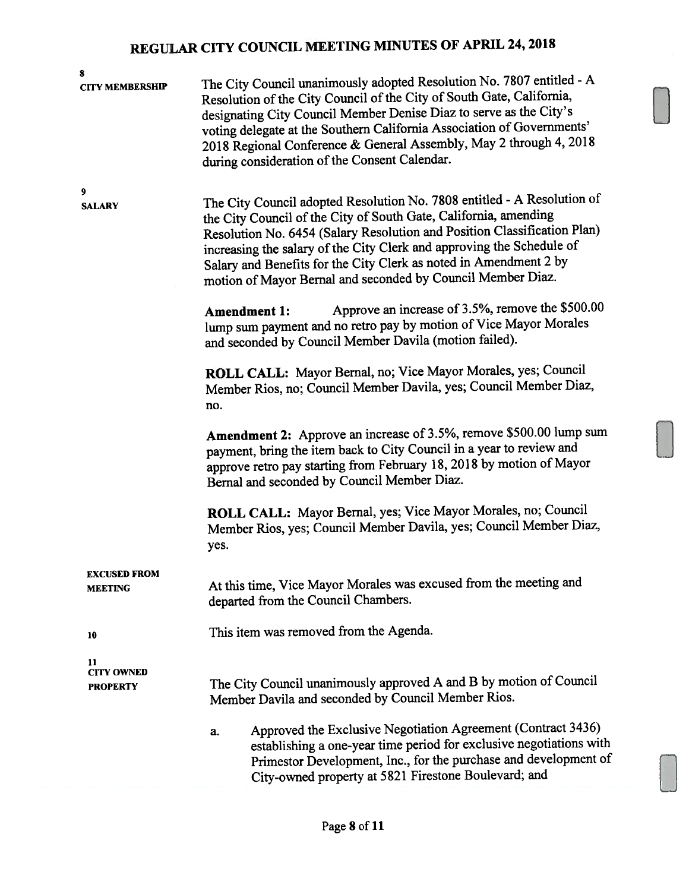**8**
**CITY MEMBERSHIP**

The City Council unanimously adopted Resolution No. 7807 entitled - A Resolution of the City Council of the City of South Gate, California, designating City Council Member Denise Diaz to serve as the City's voting delegate at the Southern California Association of Governments' 2018 Regional Conference & General Assembly, May 2 through 4, 2018 during consideration of the Consent Calendar.

**9**
**SALARY**

The City Council adopted Resolution No. 7808 entitled - A Resolution of the City Council of the City of South Gate, California, amending Resolution No. 6454 (Salary Resolution and Position Classification Plan) increasing the salary of the City Clerk and approving the Schedule of Salary and Benefits for the City Clerk as noted in Amendment 2 by motion of Mayor Bernal and seconded by Council Member Diaz.

**Amendment 1:** Approve an increase of 3.5%, remove the $500.00 lump sum payment and no retro pay by motion of Vice Mayor Morales and seconded by Council Member Davila (motion failed).

**ROLL CALL:** Mayor Bernal, no; Vice Mayor Morales, yes; Council Member Rios, no; Council Member Davila, yes; Council Member Diaz, no.

**Amendment 2:** Approve an increase of 3.5%, remove $500.00 lump sum payment, bring the item back to City Council in a year to review and approve retro pay starting from February 18, 2018 by motion of Mayor Bernal and seconded by Council Member Diaz.

**ROLL CALL:** Mayor Bernal, yes; Vice Mayor Morales, no; Council Member Rios, yes; Council Member Davila, yes; Council Member Diaz, yes.

**EXCUSED FROM MEETING**

At this time, Vice Mayor Morales was excused from the meeting and departed from the Council Chambers.

**10**

This item was removed from the Agenda.

**11**
**CITY OWNED PROPERTY**

The City Council unanimously approved A and B by motion of Council Member Davila and seconded by Council Member Rios.

a. Approved the Exclusive Negotiation Agreement (Contract 3436) establishing a one-year time period for exclusive negotiations with Primestor Development, Inc., for the purchase and development of City-owned property at 5821 Firestone Boulevard; and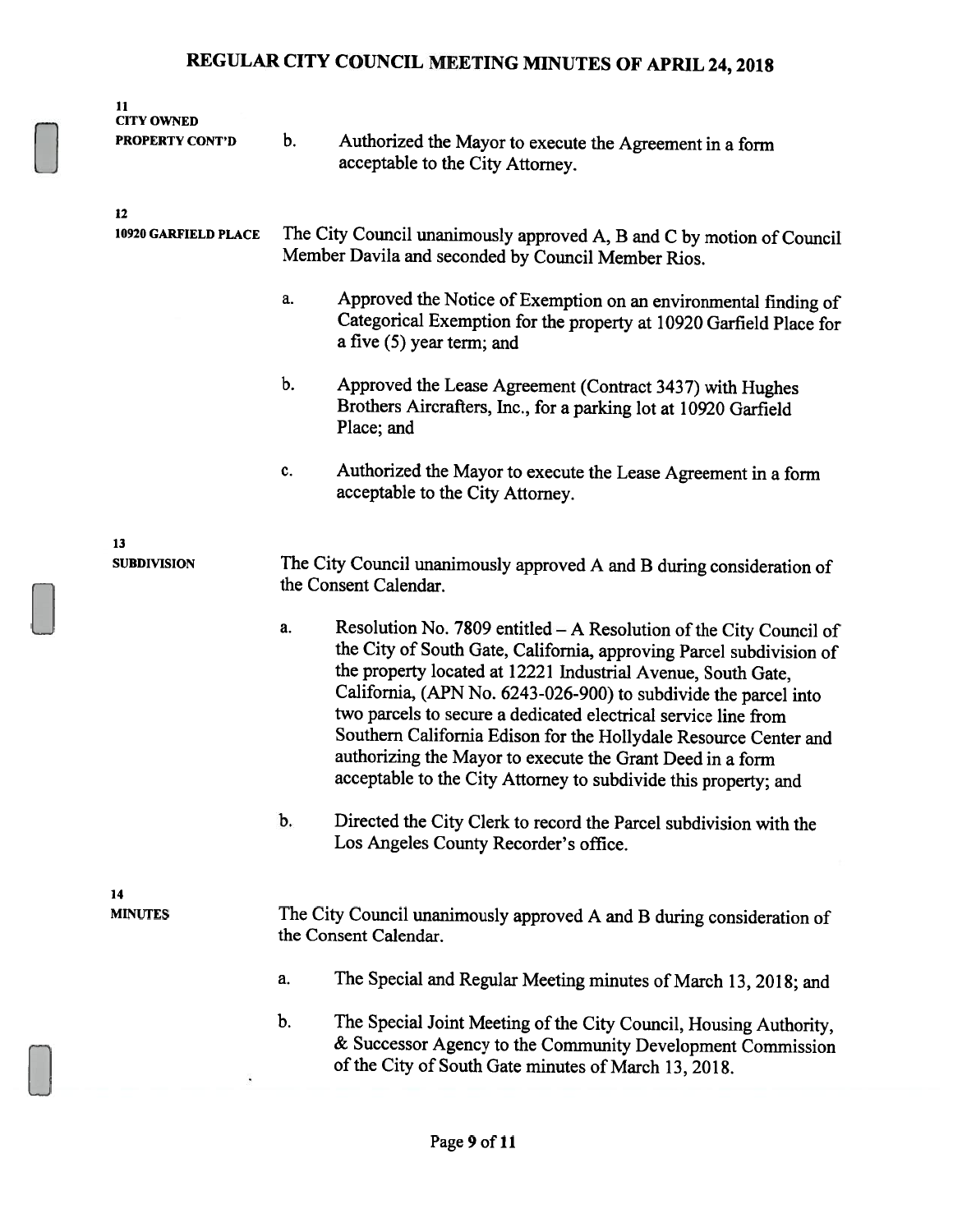**11**
**CITY OWNED PROPERTY CONT'D**

b. Authorized the Mayor to execute the Agreement in a form acceptable to the City Attorney.

**12**
**10920 GARFIELD PLACE**

The City Council unanimously approved A, B and C by motion of Council Member Davila and seconded by Council Member Rios.

a. Approved the Notice of Exemption on an environmental finding of Categorical Exemption for the property at 10920 Garfield Place for a five (5) year term; and

b. Approved the Lease Agreement (Contract 3437) with Hughes Brothers Aircrafters, Inc., for a parking lot at 10920 Garfield Place; and

c. Authorized the Mayor to execute the Lease Agreement in a form acceptable to the City Attorney.

**13**
**SUBDIVISION**

The City Council unanimously approved A and B during consideration of the Consent Calendar.

a. Resolution No. 7809 entitled – A Resolution of the City Council of the City of South Gate, California, approving Parcel subdivision of the property located at 12221 Industrial Avenue, South Gate, California, (APN No. 6243-026-900) to subdivide the parcel into two parcels to secure a dedicated electrical service line from Southern California Edison for the Hollydale Resource Center and authorizing the Mayor to execute the Grant Deed in a form acceptable to the City Attorney to subdivide this property; and

b. Directed the City Clerk to record the Parcel subdivision with the Los Angeles County Recorder's office.

**14**
**MINUTES**

The City Council unanimously approved A and B during consideration of the Consent Calendar.

a. The Special and Regular Meeting minutes of March 13, 2018; and

b. The Special Joint Meeting of the City Council, Housing Authority, & Successor Agency to the Community Development Commission of the City of South Gate minutes of March 13, 2018.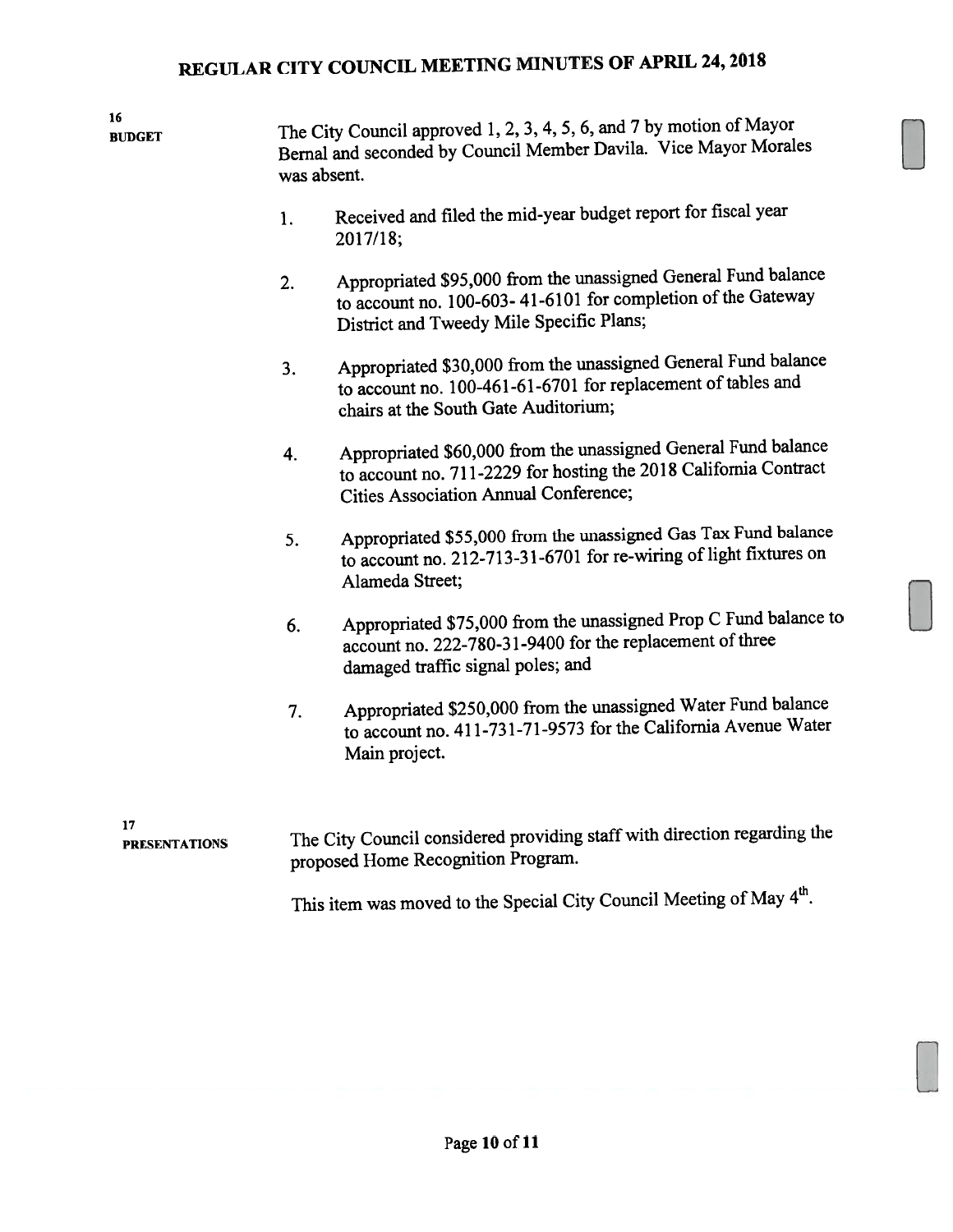**16**
**BUDGET**

The City Council approved 1, 2, 3, 4, 5, 6, and 7 by motion of Mayor Bernal and seconded by Council Member Davila. Vice Mayor Morales was absent.

1. Received and filed the mid-year budget report for fiscal year 2017/18;

2. Appropriated $95,000 from the unassigned General Fund balance to account no. 100-603- 41-6101 for completion of the Gateway District and Tweedy Mile Specific Plans;

3. Appropriated $30,000 from the unassigned General Fund balance to account no. 100-461-61-6701 for replacement of tables and chairs at the South Gate Auditorium;

4. Appropriated $60,000 from the unassigned General Fund balance to account no. 711-2229 for hosting the 2018 California Contract Cities Association Annual Conference;

5. Appropriated $55,000 from the unassigned Gas Tax Fund balance to account no. 212-713-31-6701 for re-wiring of light fixtures on Alameda Street;

6. Appropriated $75,000 from the unassigned Prop C Fund balance to account no. 222-780-31-9400 for the replacement of three damaged traffic signal poles; and

7. Appropriated $250,000 from the unassigned Water Fund balance to account no. 411-731-71-9573 for the California Avenue Water Main project.

**17**
**PRESENTATIONS**

The City Council considered providing staff with direction regarding the proposed Home Recognition Program.

This item was moved to the Special City Council Meeting of May 4th.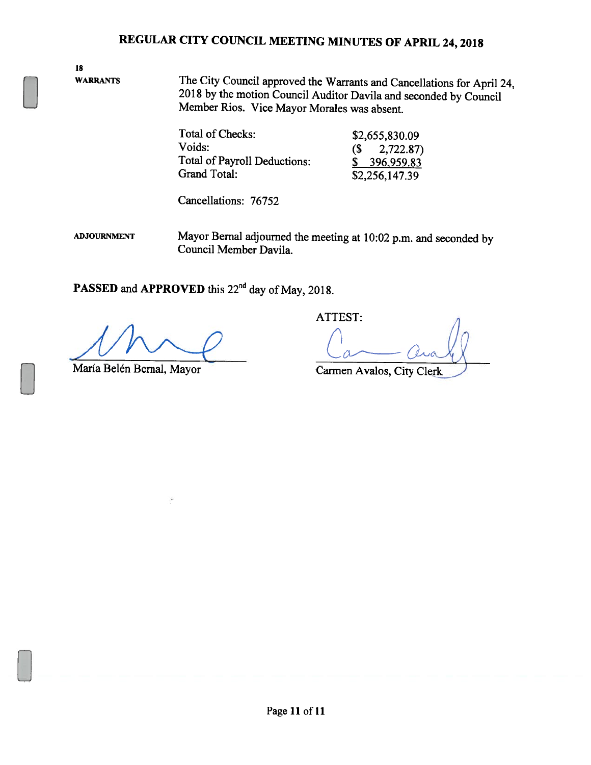# REGULAR CITY COUNCIL MEETING MINUTES OF APRIL 24, 2018

**18**
**WARRANTS**

The City Council approved the Warrants and Cancellations for April 24, 2018 by the motion Council Auditor Davila and seconded by Council Member Rios. Vice Mayor Morales was absent.

| | |
|---|---|
| Total of Checks: | $2,655,830.09 |
| Voids: | ($ 2,722.87) |
| Total of Payroll Deductions: | $ 396,959.83 |
| Grand Total: | $2,256,147.39 |

Cancellations: 76752

**ADJOURNMENT**

Mayor Bernal adjourned the meeting at 10:02 p.m. and seconded by Council Member Davila.

**PASSED** and **APPROVED** this 22nd day of May, 2018.

María Belén Bernal, Mayor

ATTEST:

Carmen Avalos, City Clerk